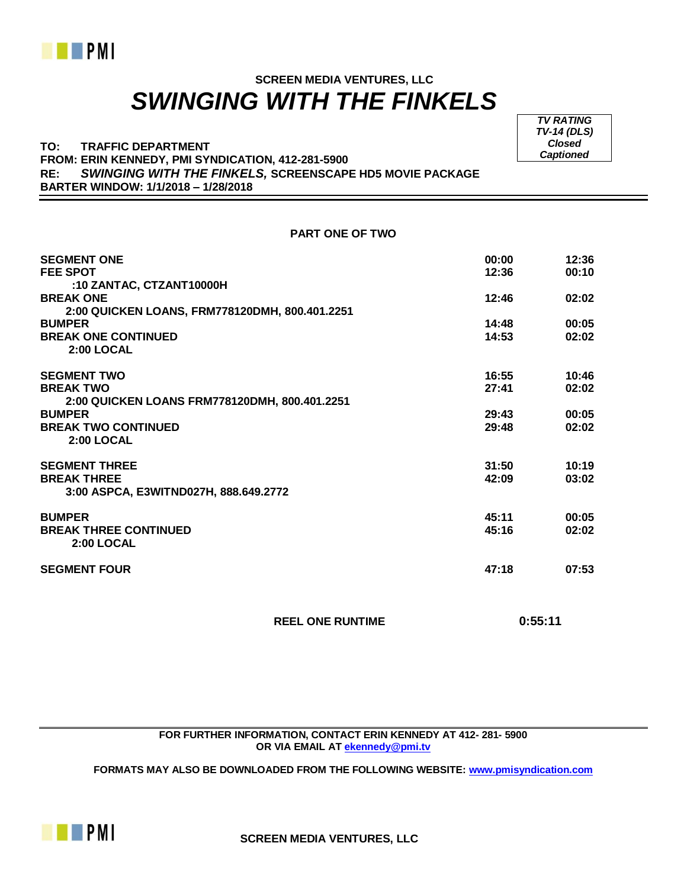**SCREEN MEDIA VENTURES, LLC**

# *SWINGING WITH THE FINKELS*

| *TV RATING* |
|---|
| *TV-14 (DLS)* |
| *Closed Captioned* |

**TO: TRAFFIC DEPARTMENT**
**FROM: ERIN KENNEDY, PMI SYNDICATION, 412-281-5900**
**RE: *SWINGING WITH THE FINKELS,* SCREENSCAPE HD5 MOVIE PACKAGE**
**BARTER WINDOW: 1/1/2018 – 1/28/2018**

---

**PART ONE OF TWO**

| | | |
|---|---|---|
| **SEGMENT ONE** | **00:00** | **12:36** |
| **FEE SPOT** | **12:36** | **00:10** |
| **:10 ZANTAC, CTZANT10000H** | | |
| **BREAK ONE** | **12:46** | **02:02** |
| **2:00 QUICKEN LOANS, FRM778120DMH, 800.401.2251** | | |
| **BUMPER** | **14:48** | **00:05** |
| **BREAK ONE CONTINUED** | **14:53** | **02:02** |
| **2:00 LOCAL** | | |
| **SEGMENT TWO** | **16:55** | **10:46** |
| **BREAK TWO** | **27:41** | **02:02** |
| **2:00 QUICKEN LOANS FRM778120DMH, 800.401.2251** | | |
| **BUMPER** | **29:43** | **00:05** |
| **BREAK TWO CONTINUED** | **29:48** | **02:02** |
| **2:00 LOCAL** | | |
| **SEGMENT THREE** | **31:50** | **10:19** |
| **BREAK THREE** | **42:09** | **03:02** |
| **3:00 ASPCA, E3WITND027H, 888.649.2772** | | |
| **BUMPER** | **45:11** | **00:05** |
| **BREAK THREE CONTINUED** | **45:16** | **02:02** |
| **2:00 LOCAL** | | |
| **SEGMENT FOUR** | **47:18** | **07:53** |

**REEL ONE RUNTIME** **0:55:11**

---

**FOR FURTHER INFORMATION, CONTACT ERIN KENNEDY AT 412- 281- 5900**
**OR VIA EMAIL AT ekennedy@pmi.tv**

**FORMATS MAY ALSO BE DOWNLOADED FROM THE FOLLOWING WEBSITE: www.pmisyndication.com**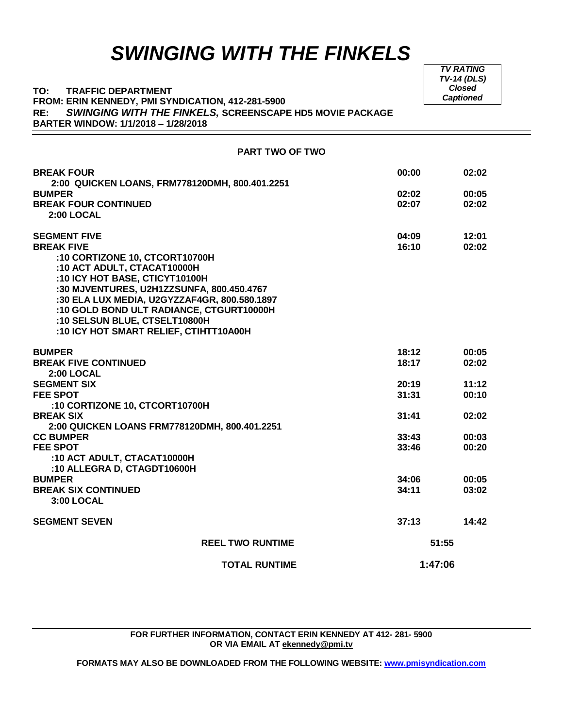# *SWINGING WITH THE FINKELS*

| |
|---|
| *TV RATING* |
| *TV-14 (DLS)* |
| *Closed* |
| *Captioned* |

**TO: TRAFFIC DEPARTMENT**
**FROM: ERIN KENNEDY, PMI SYNDICATION, 412-281-5900**
**RE: *SWINGING WITH THE FINKELS,* SCREENSCAPE HD5 MOVIE PACKAGE**
**BARTER WINDOW: 1/1/2018 – 1/28/2018**

**PART TWO OF TWO**

| | | |
|---|---|---|
| **BREAK FOUR** | **00:00** | **02:02** |
| **2:00 QUICKEN LOANS, FRM778120DMH, 800.401.2251** | | |
| **BUMPER** | **02:02** | **00:05** |
| **BREAK FOUR CONTINUED** | **02:07** | **02:02** |
| **2:00 LOCAL** | | |
| **SEGMENT FIVE** | **04:09** | **12:01** |
| **BREAK FIVE** | **16:10** | **02:02** |
| **:10 CORTIZONE 10, CTCORT10700H** | | |
| **:10 ACT ADULT, CTACAT10000H** | | |
| **:10 ICY HOT BASE, CTICYT10100H** | | |
| **:30 MJVENTURES, U2H1ZZSUNFA, 800.450.4767** | | |
| **:30 ELA LUX MEDIA, U2GYZZAF4GR, 800.580.1897** | | |
| **:10 GOLD BOND ULT RADIANCE, CTGURT10000H** | | |
| **:10 SELSUN BLUE, CTSELT10800H** | | |
| **:10 ICY HOT SMART RELIEF, CTIHTT10A00H** | | |
| **BUMPER** | **18:12** | **00:05** |
| **BREAK FIVE CONTINUED** | **18:17** | **02:02** |
| **2:00 LOCAL** | | |
| **SEGMENT SIX** | **20:19** | **11:12** |
| **FEE SPOT** | **31:31** | **00:10** |
| **:10 CORTIZONE 10, CTCORT10700H** | | |
| **BREAK SIX** | **31:41** | **02:02** |
| **2:00 QUICKEN LOANS FRM778120DMH, 800.401.2251** | | |
| **CC BUMPER** | **33:43** | **00:03** |
| **FEE SPOT** | **33:46** | **00:20** |
| **:10 ACT ADULT, CTACAT10000H** | | |
| **:10 ALLEGRA D, CTAGDT10600H** | | |
| **BUMPER** | **34:06** | **00:05** |
| **BREAK SIX CONTINUED** | **34:11** | **03:02** |
| **3:00 LOCAL** | | |
| **SEGMENT SEVEN** | **37:13** | **14:42** |
| **REEL TWO RUNTIME** | **51:55** | |
| **TOTAL RUNTIME** | **1:47:06** | |

**FOR FURTHER INFORMATION, CONTACT ERIN KENNEDY AT 412- 281- 5900**
**OR VIA EMAIL AT ekennedy@pmi.tv**

**FORMATS MAY ALSO BE DOWNLOADED FROM THE FOLLOWING WEBSITE: www.pmisyndication.com**